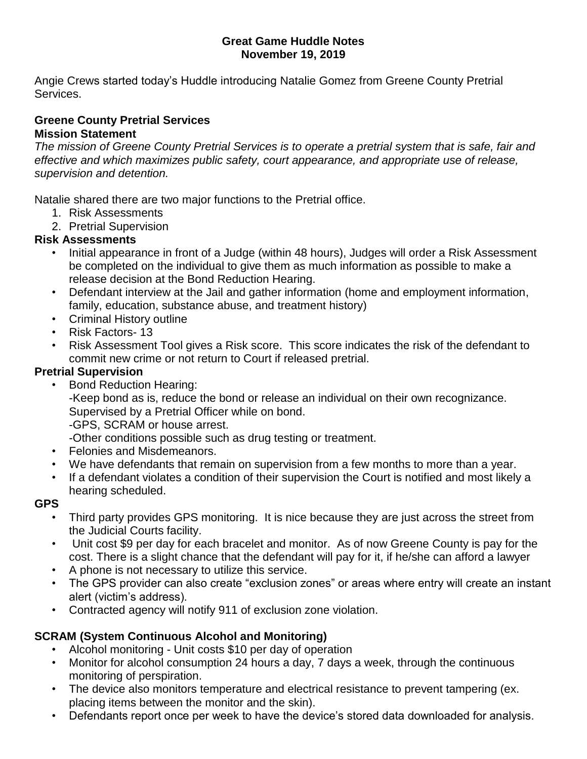**Great Game Huddle Notes**
**November 19, 2019**

Angie Crews started today's Huddle introducing Natalie Gomez from Greene County Pretrial Services.

## Greene County Pretrial Services

### Mission Statement

*The mission of Greene County Pretrial Services is to operate a pretrial system that is safe, fair and effective and which maximizes public safety, court appearance, and appropriate use of release, supervision and detention.*

Natalie shared there are two major functions to the Pretrial office.

1. Risk Assessments
2. Pretrial Supervision

### Risk Assessments

- Initial appearance in front of a Judge (within 48 hours), Judges will order a Risk Assessment be completed on the individual to give them as much information as possible to make a release decision at the Bond Reduction Hearing.
- Defendant interview at the Jail and gather information (home and employment information, family, education, substance abuse, and treatment history)
- Criminal History outline
- Risk Factors- 13
- Risk Assessment Tool gives a Risk score. This score indicates the risk of the defendant to commit new crime or not return to Court if released pretrial.

### Pretrial Supervision

- Bond Reduction Hearing:
  -Keep bond as is, reduce the bond or release an individual on their own recognizance. Supervised by a Pretrial Officer while on bond.
  -GPS, SCRAM or house arrest.
  -Other conditions possible such as drug testing or treatment.
- Felonies and Misdemeanors.
- We have defendants that remain on supervision from a few months to more than a year.
- If a defendant violates a condition of their supervision the Court is notified and most likely a hearing scheduled.

### GPS

- Third party provides GPS monitoring. It is nice because they are just across the street from the Judicial Courts facility.
- Unit cost $9 per day for each bracelet and monitor. As of now Greene County is pay for the cost. There is a slight chance that the defendant will pay for it, if he/she can afford a lawyer
- A phone is not necessary to utilize this service.
- The GPS provider can also create "exclusion zones" or areas where entry will create an instant alert (victim's address).
- Contracted agency will notify 911 of exclusion zone violation.

### SCRAM (System Continuous Alcohol and Monitoring)

- Alcohol monitoring - Unit costs $10 per day of operation
- Monitor for alcohol consumption 24 hours a day, 7 days a week, through the continuous monitoring of perspiration.
- The device also monitors temperature and electrical resistance to prevent tampering (ex. placing items between the monitor and the skin).
- Defendants report once per week to have the device's stored data downloaded for analysis.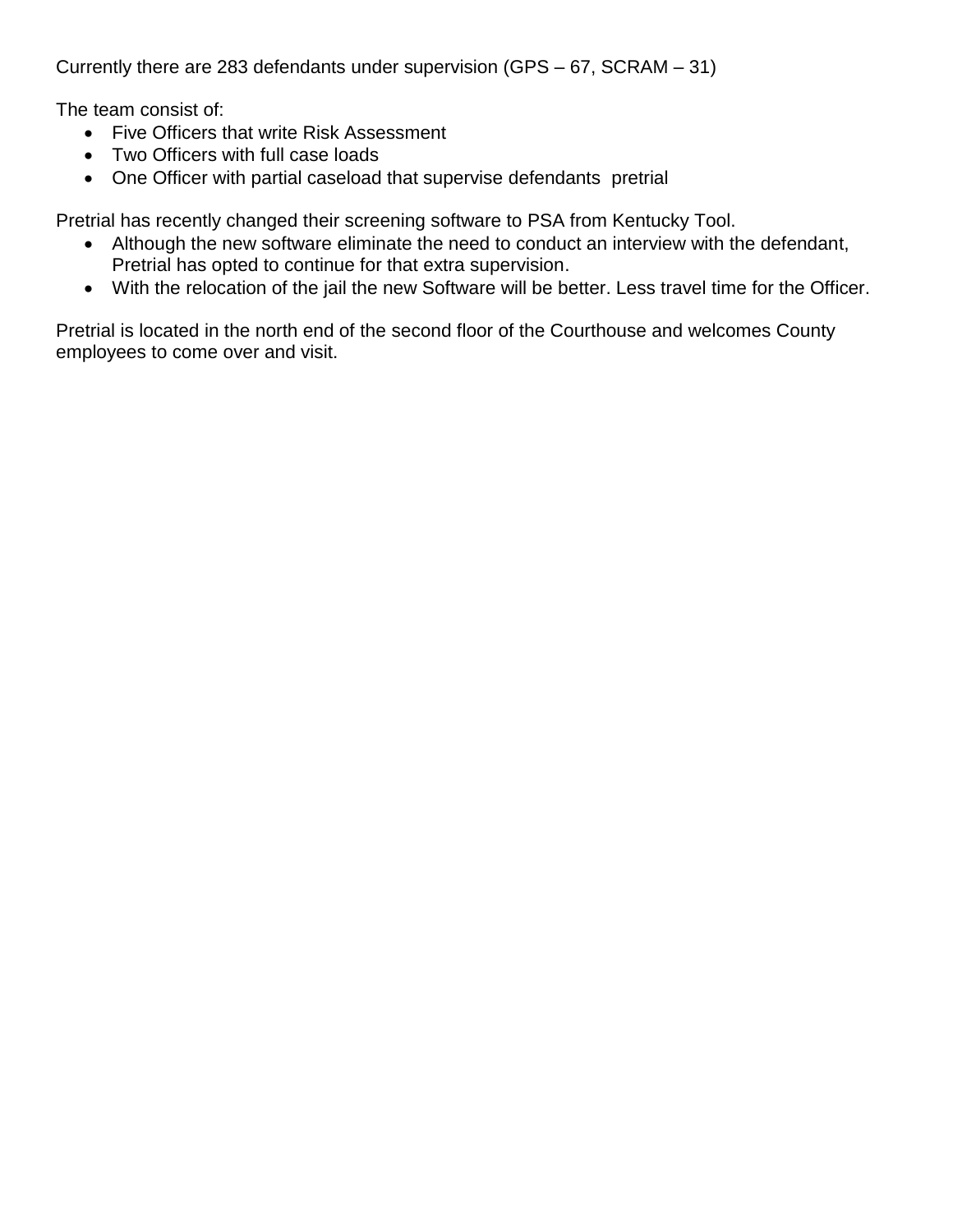Currently there are 283 defendants under supervision (GPS – 67, SCRAM – 31)

The team consist of:

- Five Officers that write Risk Assessment
- Two Officers with full case loads
- One Officer with partial caseload that supervise defendants pretrial

Pretrial has recently changed their screening software to PSA from Kentucky Tool.

- Although the new software eliminate the need to conduct an interview with the defendant, Pretrial has opted to continue for that extra supervision.
- With the relocation of the jail the new Software will be better. Less travel time for the Officer.

Pretrial is located in the north end of the second floor of the Courthouse and welcomes County employees to come over and visit.